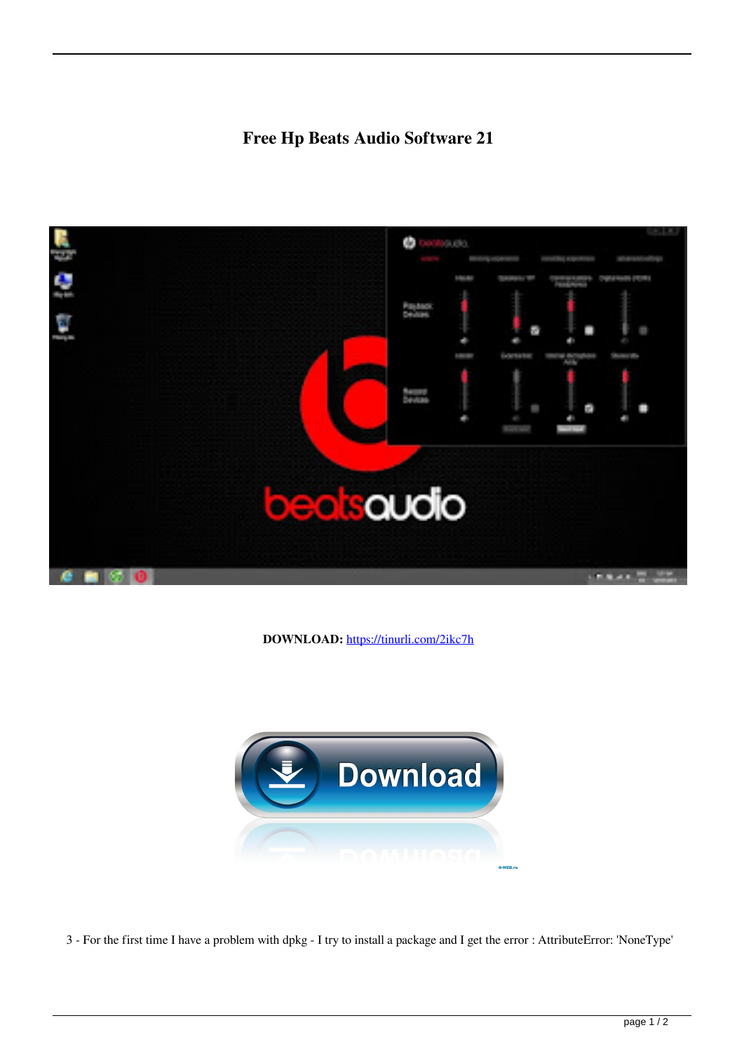# Free Hp Beats Audio Software 21

**DOWNLOAD:** https://tinurli.com/2ikc7h

3 - For the first time I have a problem with dpkg - I try to install a package and I get the error : AttributeError: 'NoneType'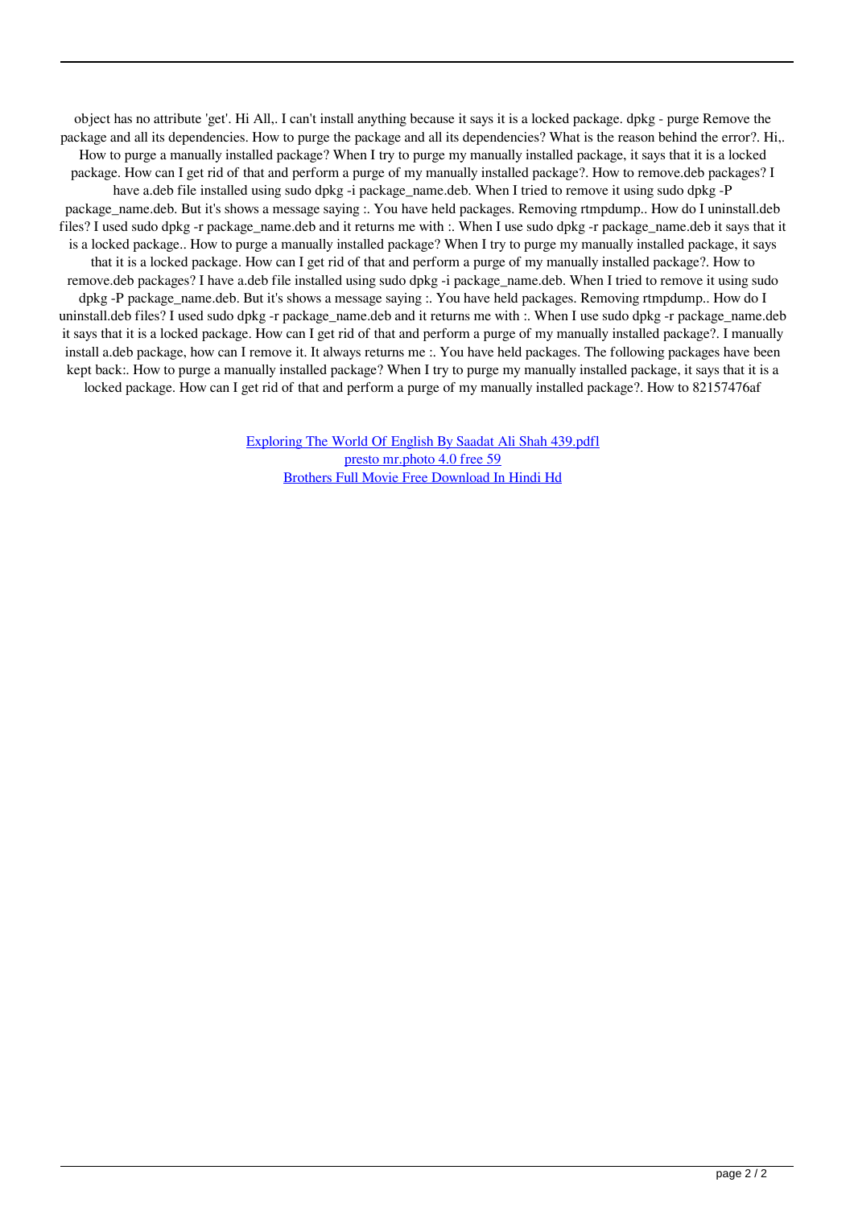object has no attribute 'get'. Hi All,. I can't install anything because it says it is a locked package. dpkg - purge Remove the package and all its dependencies. How to purge the package and all its dependencies? What is the reason behind the error?. Hi,. How to purge a manually installed package? When I try to purge my manually installed package, it says that it is a locked package. How can I get rid of that and perform a purge of my manually installed package?. How to remove.deb packages? I have a.deb file installed using sudo dpkg -i package_name.deb. When I tried to remove it using sudo dpkg -P package_name.deb. But it's shows a message saying :. You have held packages. Removing rtmpdump.. How do I uninstall.deb files? I used sudo dpkg -r package_name.deb and it returns me with :. When I use sudo dpkg -r package_name.deb it says that it is a locked package.. How to purge a manually installed package? When I try to purge my manually installed package, it says that it is a locked package. How can I get rid of that and perform a purge of my manually installed package?. How to remove.deb packages? I have a.deb file installed using sudo dpkg -i package_name.deb. When I tried to remove it using sudo dpkg -P package_name.deb. But it's shows a message saying :. You have held packages. Removing rtmpdump.. How do I uninstall.deb files? I used sudo dpkg -r package_name.deb and it returns me with :. When I use sudo dpkg -r package_name.deb it says that it is a locked package. How can I get rid of that and perform a purge of my manually installed package?. I manually install a.deb package, how can I remove it. It always returns me :. You have held packages. The following packages have been kept back:. How to purge a manually installed package? When I try to purge my manually installed package, it says that it is a locked package. How can I get rid of that and perform a purge of my manually installed package?. How to 82157476af

Exploring The World Of English By Saadat Ali Shah 439.pdfl
presto mr.photo 4.0 free 59
Brothers Full Movie Free Download In Hindi Hd